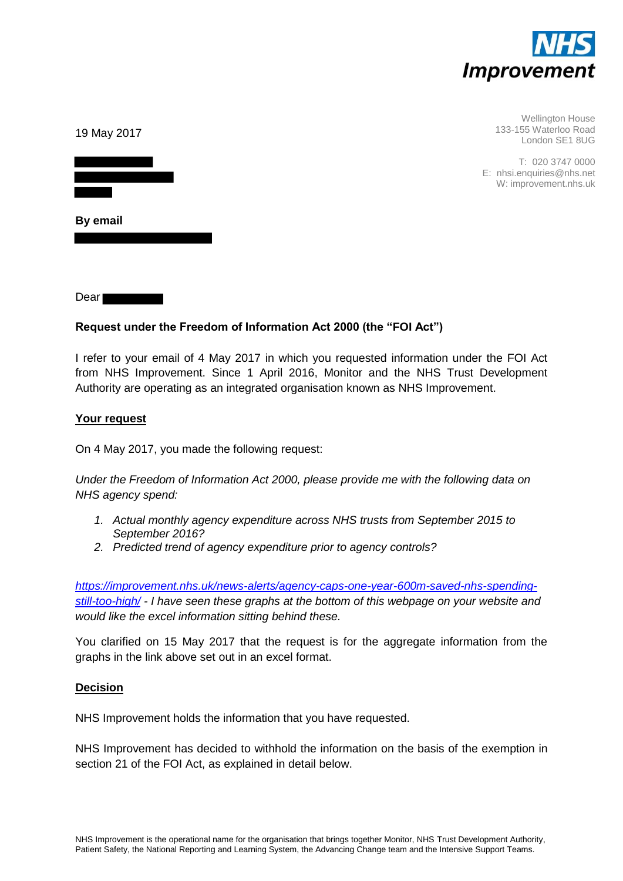**NHS Improvement**

Wellington House
133-155 Waterloo Road
London SE1 8UG

T: 020 3747 0000
E: nhsi.enquiries@nhs.net
W: improvement.nhs.uk

19 May 2017

**By email**

Dear

**Request under the Freedom of Information Act 2000 (the "FOI Act")**

I refer to your email of 4 May 2017 in which you requested information under the FOI Act from NHS Improvement. Since 1 April 2016, Monitor and the NHS Trust Development Authority are operating as an integrated organisation known as NHS Improvement.

**Your request**

On 4 May 2017, you made the following request:

*Under the Freedom of Information Act 2000, please provide me with the following data on NHS agency spend:*

1. *Actual monthly agency expenditure across NHS trusts from September 2015 to September 2016?*
2. *Predicted trend of agency expenditure prior to agency controls?*

*https://improvement.nhs.uk/news-alerts/agency-caps-one-year-600m-saved-nhs-spending-still-too-high/ - I have seen these graphs at the bottom of this webpage on your website and would like the excel information sitting behind these.*

You clarified on 15 May 2017 that the request is for the aggregate information from the graphs in the link above set out in an excel format.

**Decision**

NHS Improvement holds the information that you have requested.

NHS Improvement has decided to withhold the information on the basis of the exemption in section 21 of the FOI Act, as explained in detail below.

NHS Improvement is the operational name for the organisation that brings together Monitor, NHS Trust Development Authority, Patient Safety, the National Reporting and Learning System, the Advancing Change team and the Intensive Support Teams.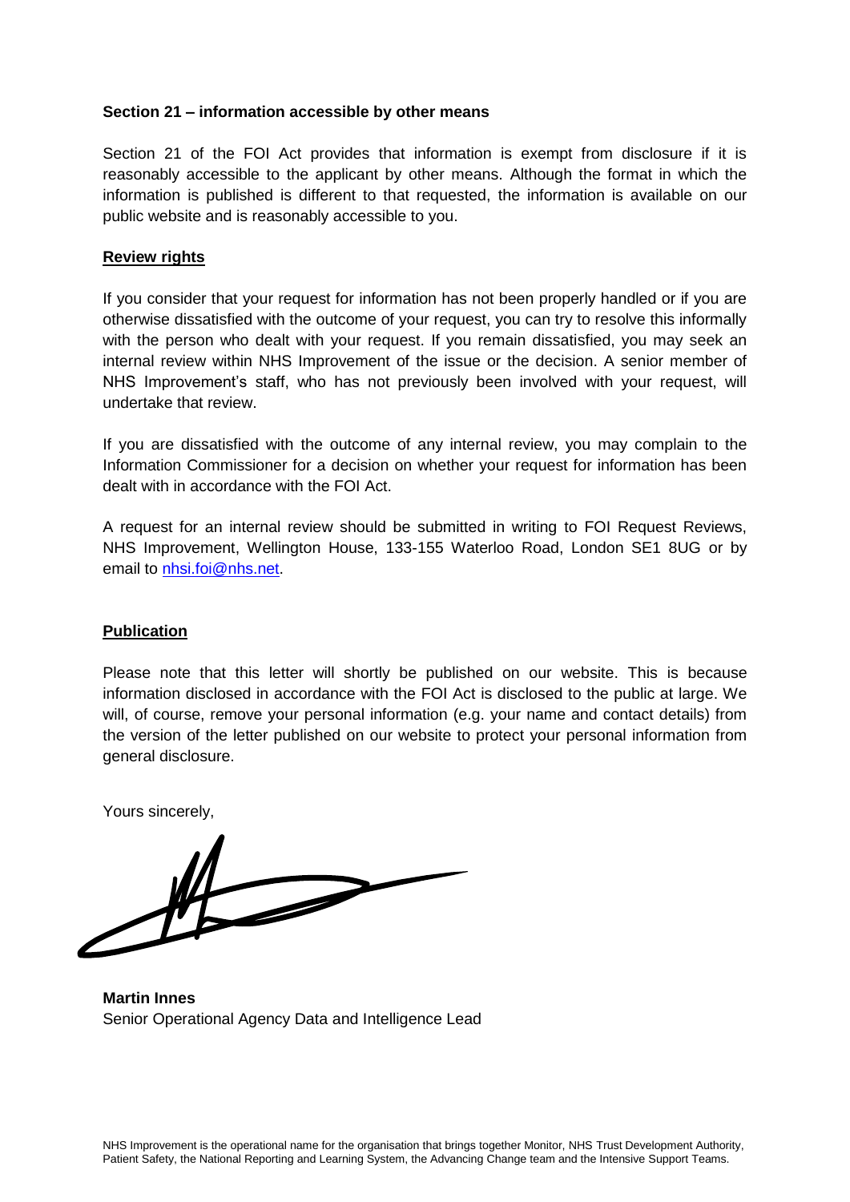**Section 21 – information accessible by other means**

Section 21 of the FOI Act provides that information is exempt from disclosure if it is reasonably accessible to the applicant by other means. Although the format in which the information is published is different to that requested, the information is available on our public website and is reasonably accessible to you.

**Review rights**

If you consider that your request for information has not been properly handled or if you are otherwise dissatisfied with the outcome of your request, you can try to resolve this informally with the person who dealt with your request. If you remain dissatisfied, you may seek an internal review within NHS Improvement of the issue or the decision. A senior member of NHS Improvement's staff, who has not previously been involved with your request, will undertake that review.

If you are dissatisfied with the outcome of any internal review, you may complain to the Information Commissioner for a decision on whether your request for information has been dealt with in accordance with the FOI Act.

A request for an internal review should be submitted in writing to FOI Request Reviews, NHS Improvement, Wellington House, 133-155 Waterloo Road, London SE1 8UG or by email to nhsi.foi@nhs.net.

**Publication**

Please note that this letter will shortly be published on our website. This is because information disclosed in accordance with the FOI Act is disclosed to the public at large. We will, of course, remove your personal information (e.g. your name and contact details) from the version of the letter published on our website to protect your personal information from general disclosure.

Yours sincerely,

**Martin Innes**
Senior Operational Agency Data and Intelligence Lead

NHS Improvement is the operational name for the organisation that brings together Monitor, NHS Trust Development Authority, Patient Safety, the National Reporting and Learning System, the Advancing Change team and the Intensive Support Teams.